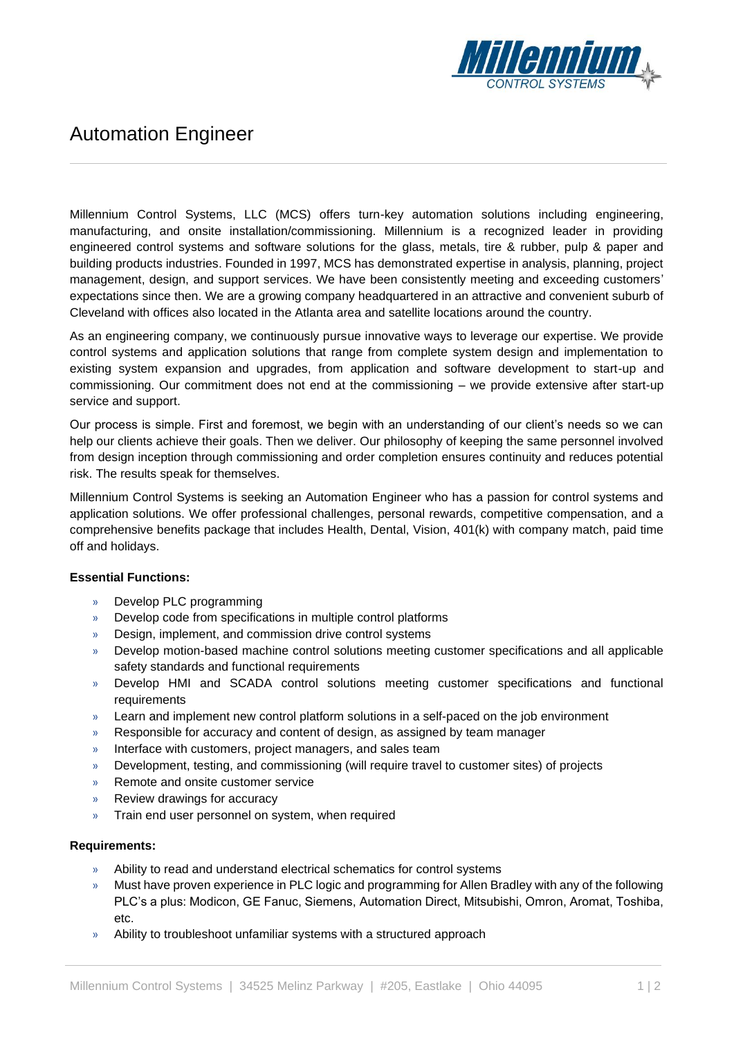# Automation Engineer

Millennium Control Systems, LLC (MCS) offers turn-key automation solutions including engineering, manufacturing, and onsite installation/commissioning. Millennium is a recognized leader in providing engineered control systems and software solutions for the glass, metals, tire & rubber, pulp & paper and building products industries. Founded in 1997, MCS has demonstrated expertise in analysis, planning, project management, design, and support services. We have been consistently meeting and exceeding customers' expectations since then. We are a growing company headquartered in an attractive and convenient suburb of Cleveland with offices also located in the Atlanta area and satellite locations around the country.

As an engineering company, we continuously pursue innovative ways to leverage our expertise. We provide control systems and application solutions that range from complete system design and implementation to existing system expansion and upgrades, from application and software development to start-up and commissioning. Our commitment does not end at the commissioning – we provide extensive after start-up service and support.

Our process is simple. First and foremost, we begin with an understanding of our client's needs so we can help our clients achieve their goals. Then we deliver. Our philosophy of keeping the same personnel involved from design inception through commissioning and order completion ensures continuity and reduces potential risk. The results speak for themselves.

Millennium Control Systems is seeking an Automation Engineer who has a passion for control systems and application solutions. We offer professional challenges, personal rewards, competitive compensation, and a comprehensive benefits package that includes Health, Dental, Vision, 401(k) with company match, paid time off and holidays.

**Essential Functions:**

- Develop PLC programming
- Develop code from specifications in multiple control platforms
- Design, implement, and commission drive control systems
- Develop motion-based machine control solutions meeting customer specifications and all applicable safety standards and functional requirements
- Develop HMI and SCADA control solutions meeting customer specifications and functional requirements
- Learn and implement new control platform solutions in a self-paced on the job environment
- Responsible for accuracy and content of design, as assigned by team manager
- Interface with customers, project managers, and sales team
- Development, testing, and commissioning (will require travel to customer sites) of projects
- Remote and onsite customer service
- Review drawings for accuracy
- Train end user personnel on system, when required

**Requirements:**

- Ability to read and understand electrical schematics for control systems
- Must have proven experience in PLC logic and programming for Allen Bradley with any of the following PLC's a plus: Modicon, GE Fanuc, Siemens, Automation Direct, Mitsubishi, Omron, Aromat, Toshiba, etc.
- Ability to troubleshoot unfamiliar systems with a structured approach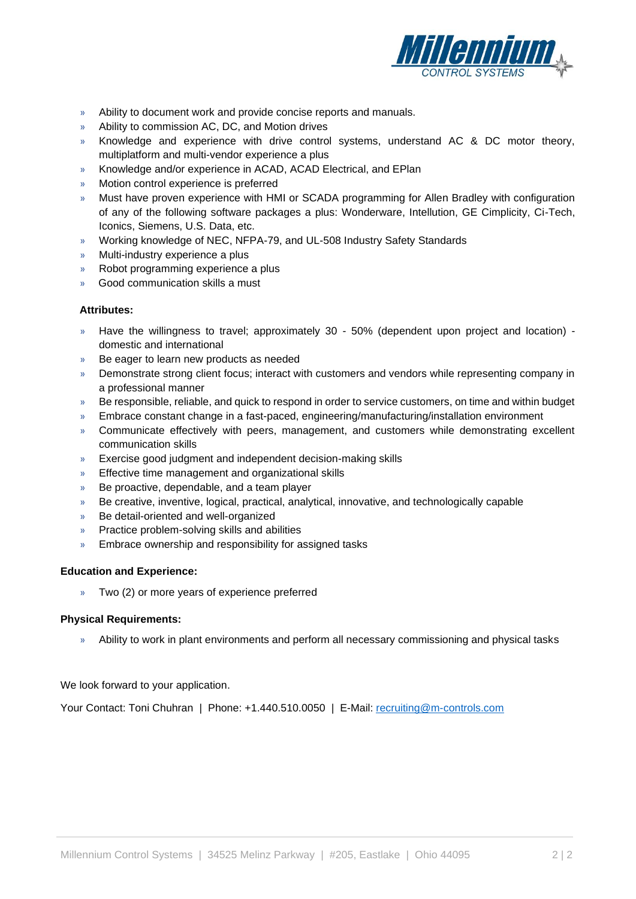- Ability to document work and provide concise reports and manuals.
- Ability to commission AC, DC, and Motion drives
- Knowledge and experience with drive control systems, understand AC & DC motor theory, multiplatform and multi-vendor experience a plus
- Knowledge and/or experience in ACAD, ACAD Electrical, and EPlan
- Motion control experience is preferred
- Must have proven experience with HMI or SCADA programming for Allen Bradley with configuration of any of the following software packages a plus: Wonderware, Intellution, GE Cimplicity, Ci-Tech, Iconics, Siemens, U.S. Data, etc.
- Working knowledge of NEC, NFPA-79, and UL-508 Industry Safety Standards
- Multi-industry experience a plus
- Robot programming experience a plus
- Good communication skills a must

**Attributes:**

- Have the willingness to travel; approximately 30 - 50% (dependent upon project and location) - domestic and international
- Be eager to learn new products as needed
- Demonstrate strong client focus; interact with customers and vendors while representing company in a professional manner
- Be responsible, reliable, and quick to respond in order to service customers, on time and within budget
- Embrace constant change in a fast-paced, engineering/manufacturing/installation environment
- Communicate effectively with peers, management, and customers while demonstrating excellent communication skills
- Exercise good judgment and independent decision-making skills
- Effective time management and organizational skills
- Be proactive, dependable, and a team player
- Be creative, inventive, logical, practical, analytical, innovative, and technologically capable
- Be detail-oriented and well-organized
- Practice problem-solving skills and abilities
- Embrace ownership and responsibility for assigned tasks

**Education and Experience:**

- Two (2) or more years of experience preferred

**Physical Requirements:**

- Ability to work in plant environments and perform all necessary commissioning and physical tasks

We look forward to your application.

Your Contact: Toni Chuhran | Phone: +1.440.510.0050 | E-Mail: recruiting@m-controls.com